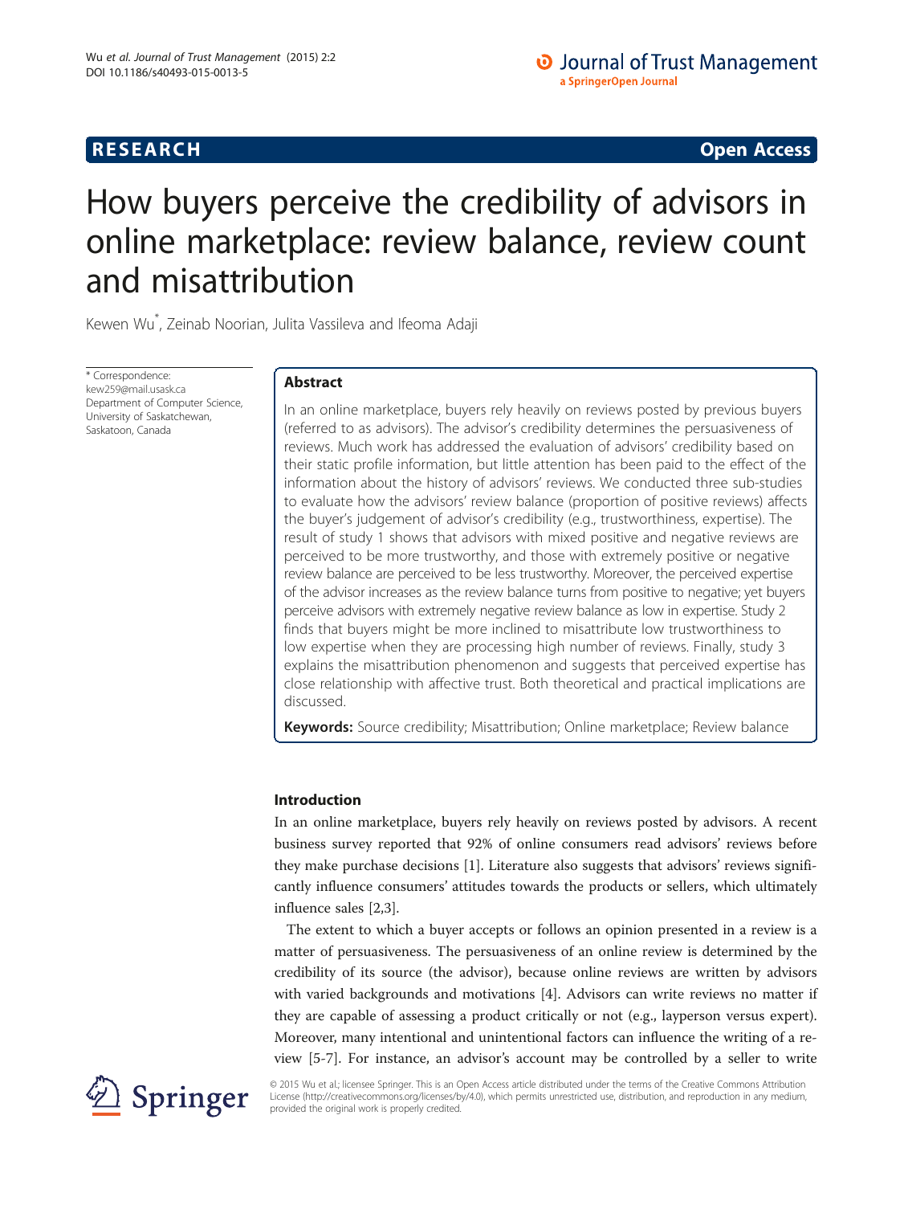**RESEARCH** **Open Access**

# How buyers perceive the credibility of advisors in online marketplace: review balance, review count and misattribution

Kewen Wu*, Zeinab Noorian, Julita Vassileva and Ifeoma Adaji

\* Correspondence: kew259@mail.usask.ca
Department of Computer Science, University of Saskatchewan, Saskatoon, Canada

## Abstract

In an online marketplace, buyers rely heavily on reviews posted by previous buyers (referred to as advisors). The advisor's credibility determines the persuasiveness of reviews. Much work has addressed the evaluation of advisors' credibility based on their static profile information, but little attention has been paid to the effect of the information about the history of advisors' reviews. We conducted three sub-studies to evaluate how the advisors' review balance (proportion of positive reviews) affects the buyer's judgement of advisor's credibility (e.g., trustworthiness, expertise). The result of study 1 shows that advisors with mixed positive and negative reviews are perceived to be more trustworthy, and those with extremely positive or negative review balance are perceived to be less trustworthy. Moreover, the perceived expertise of the advisor increases as the review balance turns from positive to negative; yet buyers perceive advisors with extremely negative review balance as low in expertise. Study 2 finds that buyers might be more inclined to misattribute low trustworthiness to low expertise when they are processing high number of reviews. Finally, study 3 explains the misattribution phenomenon and suggests that perceived expertise has close relationship with affective trust. Both theoretical and practical implications are discussed.

**Keywords:** Source credibility; Misattribution; Online marketplace; Review balance

## Introduction

In an online marketplace, buyers rely heavily on reviews posted by advisors. A recent business survey reported that 92% of online consumers read advisors' reviews before they make purchase decisions [1]. Literature also suggests that advisors' reviews significantly influence consumers' attitudes towards the products or sellers, which ultimately influence sales [2,3].

The extent to which a buyer accepts or follows an opinion presented in a review is a matter of persuasiveness. The persuasiveness of an online review is determined by the credibility of its source (the advisor), because online reviews are written by advisors with varied backgrounds and motivations [4]. Advisors can write reviews no matter if they are capable of assessing a product critically or not (e.g., layperson versus expert). Moreover, many intentional and unintentional factors can influence the writing of a review [5-7]. For instance, an advisor's account may be controlled by a seller to write

© 2015 Wu et al.; licensee Springer. This is an Open Access article distributed under the terms of the Creative Commons Attribution License (http://creativecommons.org/licenses/by/4.0), which permits unrestricted use, distribution, and reproduction in any medium, provided the original work is properly credited.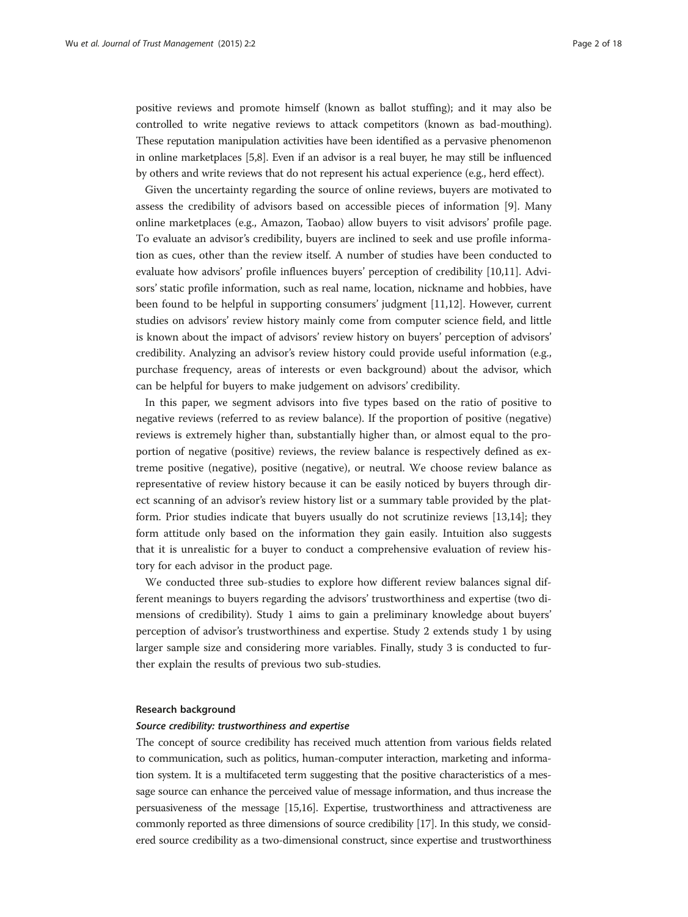positive reviews and promote himself (known as ballot stuffing); and it may also be controlled to write negative reviews to attack competitors (known as bad-mouthing). These reputation manipulation activities have been identified as a pervasive phenomenon in online marketplaces [5,8]. Even if an advisor is a real buyer, he may still be influenced by others and write reviews that do not represent his actual experience (e.g., herd effect).

Given the uncertainty regarding the source of online reviews, buyers are motivated to assess the credibility of advisors based on accessible pieces of information [9]. Many online marketplaces (e.g., Amazon, Taobao) allow buyers to visit advisors' profile page. To evaluate an advisor's credibility, buyers are inclined to seek and use profile information as cues, other than the review itself. A number of studies have been conducted to evaluate how advisors' profile influences buyers' perception of credibility [10,11]. Advisors' static profile information, such as real name, location, nickname and hobbies, have been found to be helpful in supporting consumers' judgment [11,12]. However, current studies on advisors' review history mainly come from computer science field, and little is known about the impact of advisors' review history on buyers' perception of advisors' credibility. Analyzing an advisor's review history could provide useful information (e.g., purchase frequency, areas of interests or even background) about the advisor, which can be helpful for buyers to make judgement on advisors' credibility.

In this paper, we segment advisors into five types based on the ratio of positive to negative reviews (referred to as review balance). If the proportion of positive (negative) reviews is extremely higher than, substantially higher than, or almost equal to the proportion of negative (positive) reviews, the review balance is respectively defined as extreme positive (negative), positive (negative), or neutral. We choose review balance as representative of review history because it can be easily noticed by buyers through direct scanning of an advisor's review history list or a summary table provided by the platform. Prior studies indicate that buyers usually do not scrutinize reviews [13,14]; they form attitude only based on the information they gain easily. Intuition also suggests that it is unrealistic for a buyer to conduct a comprehensive evaluation of review history for each advisor in the product page.

We conducted three sub-studies to explore how different review balances signal different meanings to buyers regarding the advisors' trustworthiness and expertise (two dimensions of credibility). Study 1 aims to gain a preliminary knowledge about buyers' perception of advisor's trustworthiness and expertise. Study 2 extends study 1 by using larger sample size and considering more variables. Finally, study 3 is conducted to further explain the results of previous two sub-studies.

## Research background

### *Source credibility: trustworthiness and expertise*

The concept of source credibility has received much attention from various fields related to communication, such as politics, human-computer interaction, marketing and information system. It is a multifaceted term suggesting that the positive characteristics of a message source can enhance the perceived value of message information, and thus increase the persuasiveness of the message [15,16]. Expertise, trustworthiness and attractiveness are commonly reported as three dimensions of source credibility [17]. In this study, we considered source credibility as a two-dimensional construct, since expertise and trustworthiness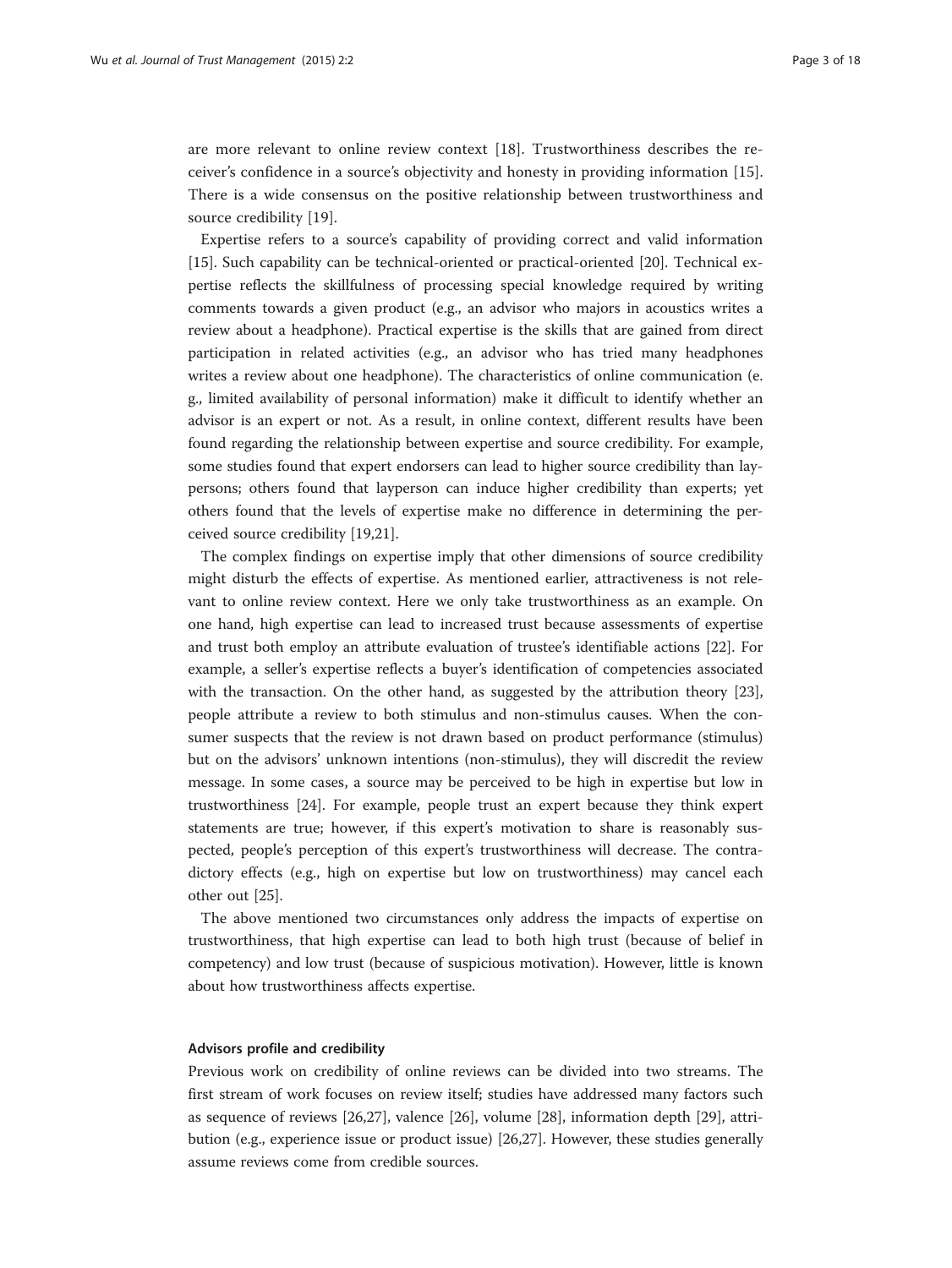are more relevant to online review context [18]. Trustworthiness describes the receiver's confidence in a source's objectivity and honesty in providing information [15]. There is a wide consensus on the positive relationship between trustworthiness and source credibility [19].

Expertise refers to a source's capability of providing correct and valid information [15]. Such capability can be technical-oriented or practical-oriented [20]. Technical expertise reflects the skillfulness of processing special knowledge required by writing comments towards a given product (e.g., an advisor who majors in acoustics writes a review about a headphone). Practical expertise is the skills that are gained from direct participation in related activities (e.g., an advisor who has tried many headphones writes a review about one headphone). The characteristics of online communication (e.g., limited availability of personal information) make it difficult to identify whether an advisor is an expert or not. As a result, in online context, different results have been found regarding the relationship between expertise and source credibility. For example, some studies found that expert endorsers can lead to higher source credibility than laypersons; others found that layperson can induce higher credibility than experts; yet others found that the levels of expertise make no difference in determining the perceived source credibility [19,21].

The complex findings on expertise imply that other dimensions of source credibility might disturb the effects of expertise. As mentioned earlier, attractiveness is not relevant to online review context. Here we only take trustworthiness as an example. On one hand, high expertise can lead to increased trust because assessments of expertise and trust both employ an attribute evaluation of trustee's identifiable actions [22]. For example, a seller's expertise reflects a buyer's identification of competencies associated with the transaction. On the other hand, as suggested by the attribution theory [23], people attribute a review to both stimulus and non-stimulus causes. When the consumer suspects that the review is not drawn based on product performance (stimulus) but on the advisors' unknown intentions (non-stimulus), they will discredit the review message. In some cases, a source may be perceived to be high in expertise but low in trustworthiness [24]. For example, people trust an expert because they think expert statements are true; however, if this expert's motivation to share is reasonably suspected, people's perception of this expert's trustworthiness will decrease. The contradictory effects (e.g., high on expertise but low on trustworthiness) may cancel each other out [25].

The above mentioned two circumstances only address the impacts of expertise on trustworthiness, that high expertise can lead to both high trust (because of belief in competency) and low trust (because of suspicious motivation). However, little is known about how trustworthiness affects expertise.

#### Advisors profile and credibility

Previous work on credibility of online reviews can be divided into two streams. The first stream of work focuses on review itself; studies have addressed many factors such as sequence of reviews [26,27], valence [26], volume [28], information depth [29], attribution (e.g., experience issue or product issue) [26,27]. However, these studies generally assume reviews come from credible sources.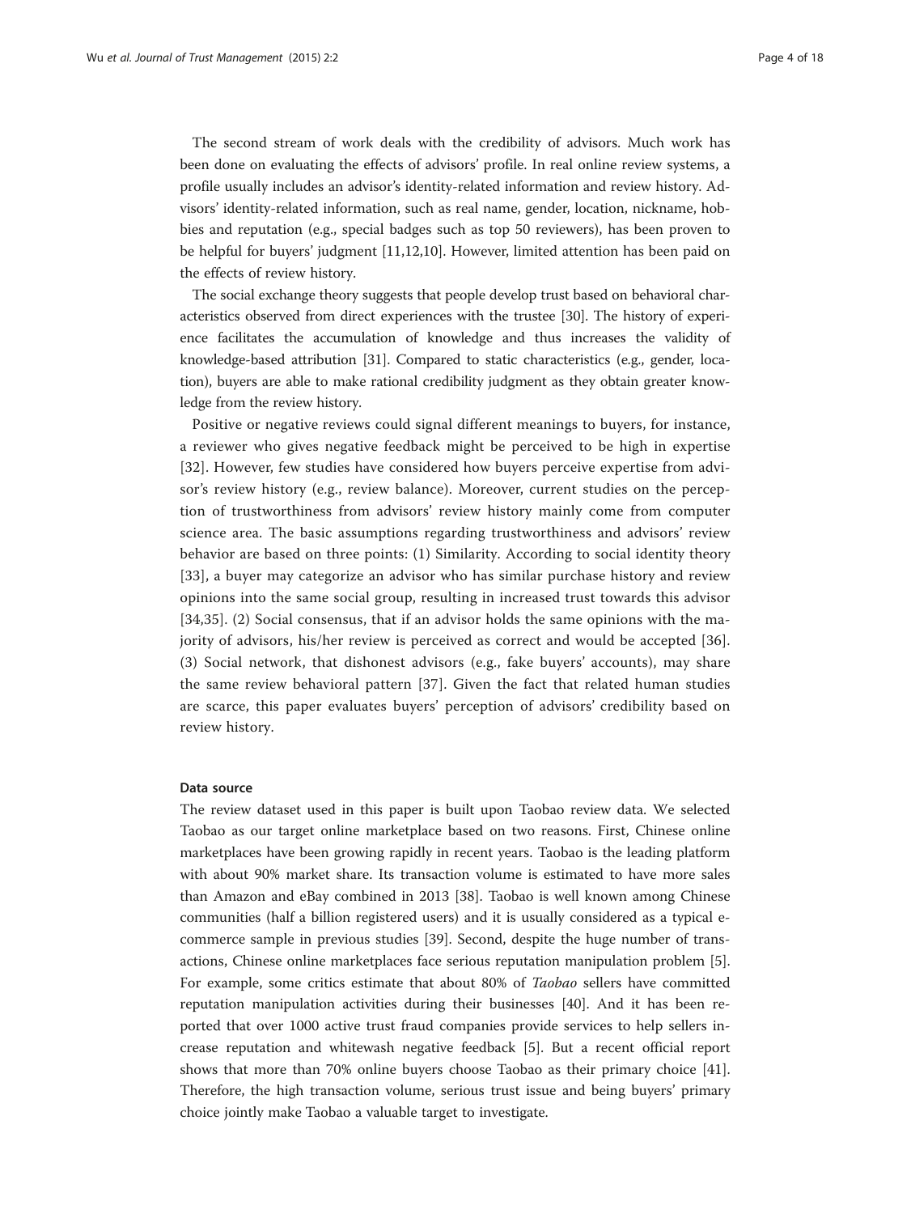The second stream of work deals with the credibility of advisors. Much work has been done on evaluating the effects of advisors' profile. In real online review systems, a profile usually includes an advisor's identity-related information and review history. Advisors' identity-related information, such as real name, gender, location, nickname, hobbies and reputation (e.g., special badges such as top 50 reviewers), has been proven to be helpful for buyers' judgment [11,12,10]. However, limited attention has been paid on the effects of review history.

The social exchange theory suggests that people develop trust based on behavioral characteristics observed from direct experiences with the trustee [30]. The history of experience facilitates the accumulation of knowledge and thus increases the validity of knowledge-based attribution [31]. Compared to static characteristics (e.g., gender, location), buyers are able to make rational credibility judgment as they obtain greater knowledge from the review history.

Positive or negative reviews could signal different meanings to buyers, for instance, a reviewer who gives negative feedback might be perceived to be high in expertise [32]. However, few studies have considered how buyers perceive expertise from advisor's review history (e.g., review balance). Moreover, current studies on the perception of trustworthiness from advisors' review history mainly come from computer science area. The basic assumptions regarding trustworthiness and advisors' review behavior are based on three points: (1) Similarity. According to social identity theory [33], a buyer may categorize an advisor who has similar purchase history and review opinions into the same social group, resulting in increased trust towards this advisor [34,35]. (2) Social consensus, that if an advisor holds the same opinions with the majority of advisors, his/her review is perceived as correct and would be accepted [36]. (3) Social network, that dishonest advisors (e.g., fake buyers' accounts), may share the same review behavioral pattern [37]. Given the fact that related human studies are scarce, this paper evaluates buyers' perception of advisors' credibility based on review history.

#### Data source

The review dataset used in this paper is built upon Taobao review data. We selected Taobao as our target online marketplace based on two reasons. First, Chinese online marketplaces have been growing rapidly in recent years. Taobao is the leading platform with about 90% market share. Its transaction volume is estimated to have more sales than Amazon and eBay combined in 2013 [38]. Taobao is well known among Chinese communities (half a billion registered users) and it is usually considered as a typical e-commerce sample in previous studies [39]. Second, despite the huge number of transactions, Chinese online marketplaces face serious reputation manipulation problem [5]. For example, some critics estimate that about 80% of *Taobao* sellers have committed reputation manipulation activities during their businesses [40]. And it has been reported that over 1000 active trust fraud companies provide services to help sellers increase reputation and whitewash negative feedback [5]. But a recent official report shows that more than 70% online buyers choose Taobao as their primary choice [41]. Therefore, the high transaction volume, serious trust issue and being buyers' primary choice jointly make Taobao a valuable target to investigate.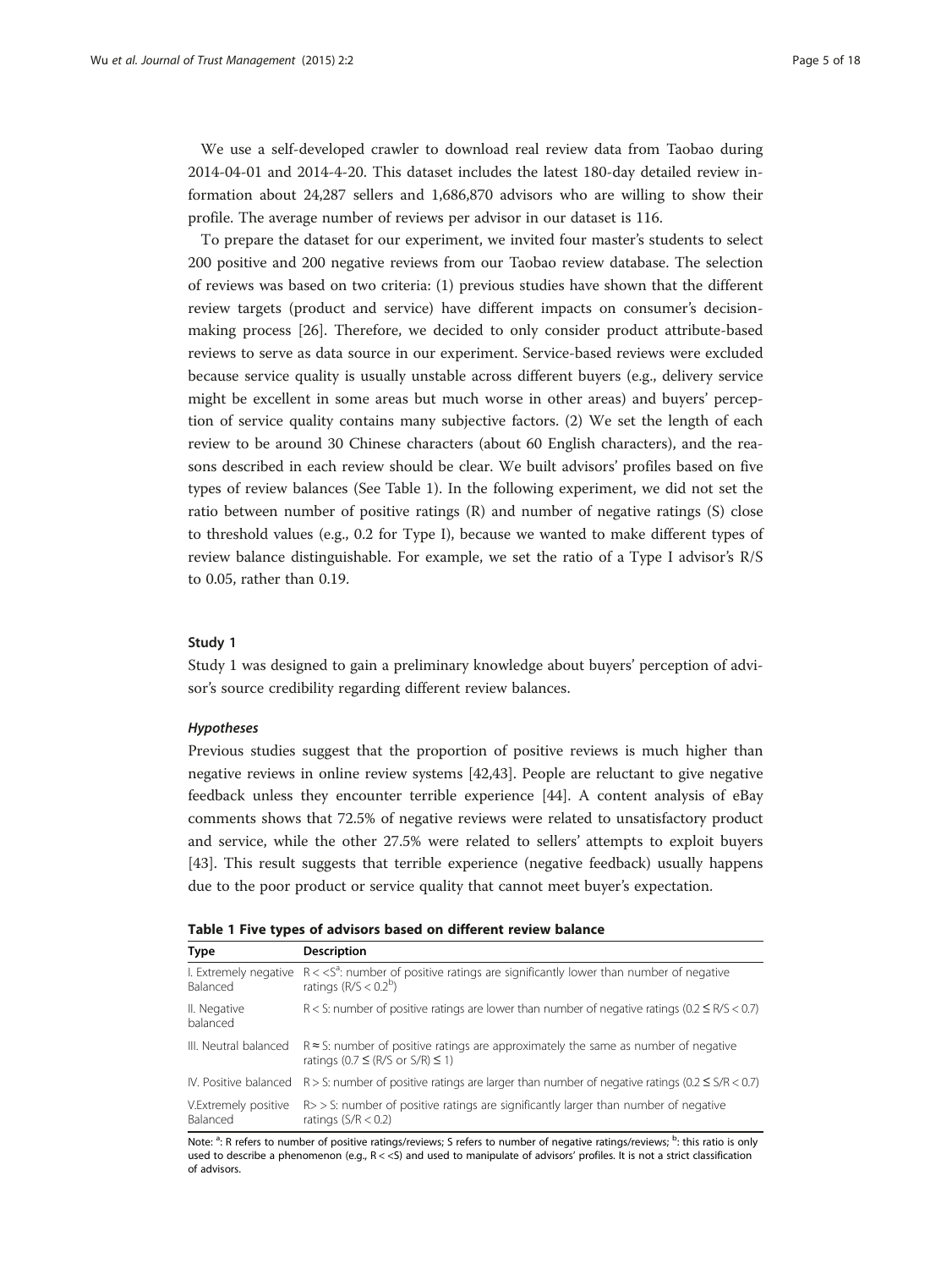We use a self-developed crawler to download real review data from Taobao during 2014-04-01 and 2014-4-20. This dataset includes the latest 180-day detailed review information about 24,287 sellers and 1,686,870 advisors who are willing to show their profile. The average number of reviews per advisor in our dataset is 116.

To prepare the dataset for our experiment, we invited four master's students to select 200 positive and 200 negative reviews from our Taobao review database. The selection of reviews was based on two criteria: (1) previous studies have shown that the different review targets (product and service) have different impacts on consumer's decision-making process [26]. Therefore, we decided to only consider product attribute-based reviews to serve as data source in our experiment. Service-based reviews were excluded because service quality is usually unstable across different buyers (e.g., delivery service might be excellent in some areas but much worse in other areas) and buyers' perception of service quality contains many subjective factors. (2) We set the length of each review to be around 30 Chinese characters (about 60 English characters), and the reasons described in each review should be clear. We built advisors' profiles based on five types of review balances (See Table 1). In the following experiment, we did not set the ratio between number of positive ratings (R) and number of negative ratings (S) close to threshold values (e.g., 0.2 for Type I), because we wanted to make different types of review balance distinguishable. For example, we set the ratio of a Type I advisor's R/S to 0.05, rather than 0.19.

### Study 1

Study 1 was designed to gain a preliminary knowledge about buyers' perception of advisor's source credibility regarding different review balances.

#### *Hypotheses*

Previous studies suggest that the proportion of positive reviews is much higher than negative reviews in online review systems [42,43]. People are reluctant to give negative feedback unless they encounter terrible experience [44]. A content analysis of eBay comments shows that 72.5% of negative reviews were related to unsatisfactory product and service, while the other 27.5% were related to sellers' attempts to exploit buyers [43]. This result suggests that terrible experience (negative feedback) usually happens due to the poor product or service quality that cannot meet buyer's expectation.

**Table 1 Five types of advisors based on different review balance**

| Type | Description |
|---|---|
| I. Extremely negative Balanced | $R << S$[a]: number of positive ratings are significantly lower than number of negative ratings ($R/S < 0.2$[b]) |
| II. Negative balanced | $R < S$: number of positive ratings are lower than number of negative ratings ($0.2 \leq R/S < 0.7$) |
| III. Neutral balanced | $R \approx S$: number of positive ratings are approximately the same as number of negative ratings ($0.7 \leq$ ($R/S$ or $S/R$) $\leq 1$) |
| IV. Positive balanced | $R > S$: number of positive ratings are larger than number of negative ratings ($0.2 \leq S/R < 0.7$) |
| V.Extremely positive Balanced | $R >> S$: number of positive ratings are significantly larger than number of negative ratings ($S/R < 0.2$) |

Note: [a]: R refers to number of positive ratings/reviews; S refers to number of negative ratings/reviews; [b]: this ratio is only used to describe a phenomenon (e.g., $R << S$) and used to manipulate of advisors' profiles. It is not a strict classification of advisors.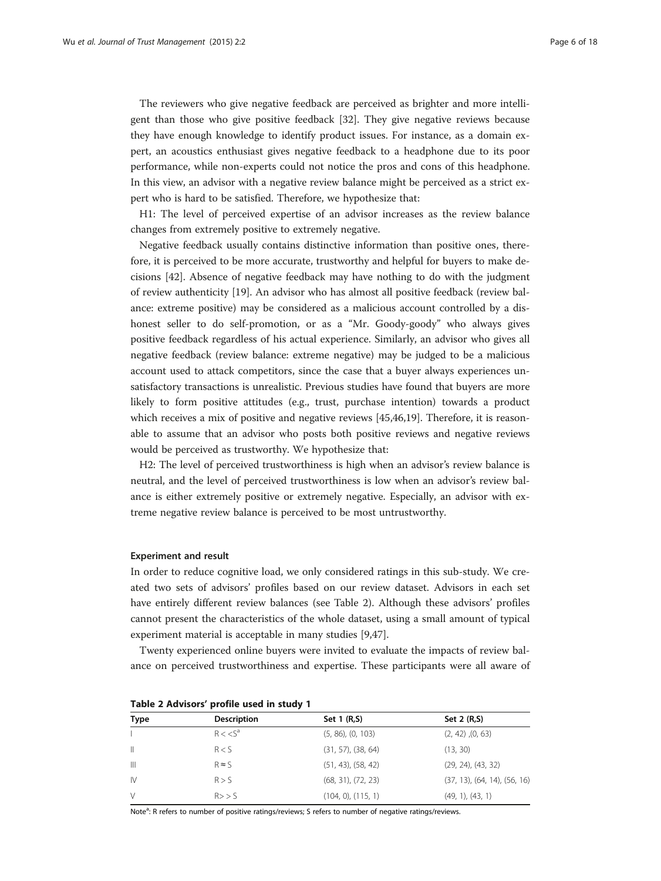The reviewers who give negative feedback are perceived as brighter and more intelligent than those who give positive feedback [32]. They give negative reviews because they have enough knowledge to identify product issues. For instance, as a domain expert, an acoustics enthusiast gives negative feedback to a headphone due to its poor performance, while non-experts could not notice the pros and cons of this headphone. In this view, an advisor with a negative review balance might be perceived as a strict expert who is hard to be satisfied. Therefore, we hypothesize that:

H1: The level of perceived expertise of an advisor increases as the review balance changes from extremely positive to extremely negative.

Negative feedback usually contains distinctive information than positive ones, therefore, it is perceived to be more accurate, trustworthy and helpful for buyers to make decisions [42]. Absence of negative feedback may have nothing to do with the judgment of review authenticity [19]. An advisor who has almost all positive feedback (review balance: extreme positive) may be considered as a malicious account controlled by a dishonest seller to do self-promotion, or as a "Mr. Goody-goody" who always gives positive feedback regardless of his actual experience. Similarly, an advisor who gives all negative feedback (review balance: extreme negative) may be judged to be a malicious account used to attack competitors, since the case that a buyer always experiences unsatisfactory transactions is unrealistic. Previous studies have found that buyers are more likely to form positive attitudes (e.g., trust, purchase intention) towards a product which receives a mix of positive and negative reviews [45,46,19]. Therefore, it is reasonable to assume that an advisor who posts both positive reviews and negative reviews would be perceived as trustworthy. We hypothesize that:

H2: The level of perceived trustworthiness is high when an advisor's review balance is neutral, and the level of perceived trustworthiness is low when an advisor's review balance is either extremely positive or extremely negative. Especially, an advisor with extreme negative review balance is perceived to be most untrustworthy.

#### Experiment and result

In order to reduce cognitive load, we only considered ratings in this sub-study. We created two sets of advisors' profiles based on our review dataset. Advisors in each set have entirely different review balances (see Table 2). Although these advisors' profiles cannot present the characteristics of the whole dataset, using a small amount of typical experiment material is acceptable in many studies [9,47].

Twenty experienced online buyers were invited to evaluate the impacts of review balance on perceived trustworthiness and expertise. These participants were all aware of

**Table 2 Advisors' profile used in study 1**

| Type | Description | Set 1 (R,S) | Set 2 (R,S) |
|---|---|---|---|
| I | $R << S$[a] | (5, 86), (0, 103) | (2, 42) ,(0, 63) |
| II | $R < S$ | (31, 57), (38, 64) | (13, 30) |
| III | $R \approx S$ | (51, 43), (58, 42) | (29, 24), (43, 32) |
| IV | $R > S$ | (68, 31), (72, 23) | (37, 13), (64, 14), (56, 16) |
| V | $R >> S$ | (104, 0), (115, 1) | (49, 1), (43, 1) |

Note[a]: R refers to number of positive ratings/reviews; S refers to number of negative ratings/reviews.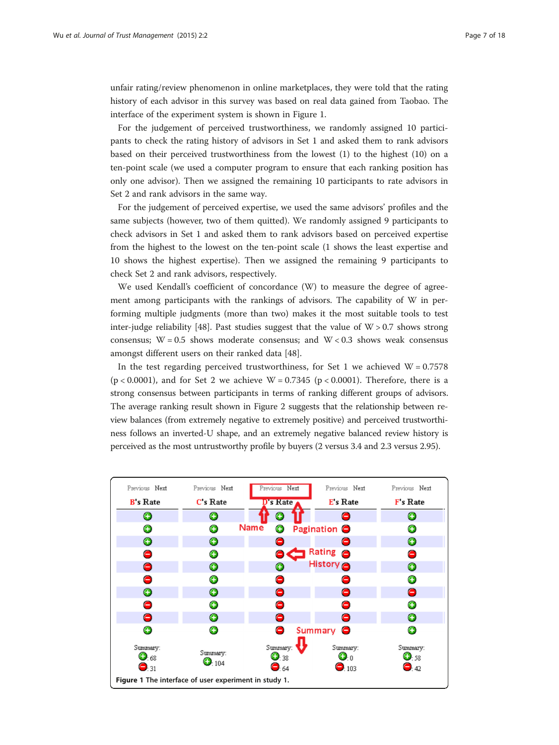unfair rating/review phenomenon in online marketplaces, they were told that the rating history of each advisor in this survey was based on real data gained from Taobao. The interface of the experiment system is shown in Figure 1.

For the judgement of perceived trustworthiness, we randomly assigned 10 participants to check the rating history of advisors in Set 1 and asked them to rank advisors based on their perceived trustworthiness from the lowest (1) to the highest (10) on a ten-point scale (we used a computer program to ensure that each ranking position has only one advisor). Then we assigned the remaining 10 participants to rate advisors in Set 2 and rank advisors in the same way.

For the judgement of perceived expertise, we used the same advisors' profiles and the same subjects (however, two of them quitted). We randomly assigned 9 participants to check advisors in Set 1 and asked them to rank advisors based on perceived expertise from the highest to the lowest on the ten-point scale (1 shows the least expertise and 10 shows the highest expertise). Then we assigned the remaining 9 participants to check Set 2 and rank advisors, respectively.

We used Kendall's coefficient of concordance (W) to measure the degree of agreement among participants with the rankings of advisors. The capability of W in performing multiple judgments (more than two) makes it the most suitable tools to test inter-judge reliability [48]. Past studies suggest that the value of $W > 0.7$ shows strong consensus; $W = 0.5$ shows moderate consensus; and $W < 0.3$ shows weak consensus amongst different users on their ranked data [48].

In the test regarding perceived trustworthiness, for Set 1 we achieved $W = 0.7578$ ($p < 0.0001$), and for Set 2 we achieve $W = 0.7345$ ($p < 0.0001$). Therefore, there is a strong consensus between participants in terms of ranking different groups of advisors. The average ranking result shown in Figure 2 suggests that the relationship between review balances (from extremely negative to extremely positive) and perceived trustworthiness follows an inverted-U shape, and an extremely negative balanced review history is perceived as the most untrustworthy profile by buyers (2 versus 3.4 and 2.3 versus 2.95).

**Figure 1** The interface of user experiment in study 1.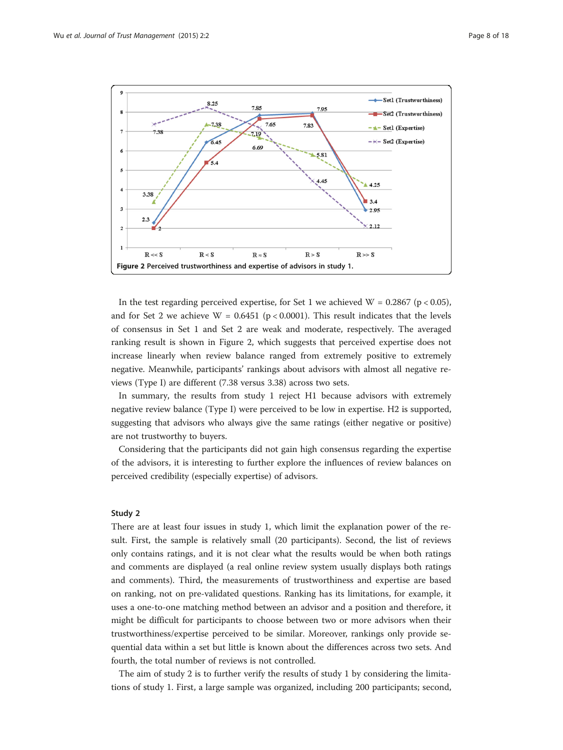Figure 2 Perceived trustworthiness and expertise of advisors in study 1.

In the test regarding perceived expertise, for Set 1 we achieved W = 0.2867 ($p < 0.05$), and for Set 2 we achieve W = 0.6451 ($p < 0.0001$). This result indicates that the levels of consensus in Set 1 and Set 2 are weak and moderate, respectively. The averaged ranking result is shown in Figure 2, which suggests that perceived expertise does not increase linearly when review balance ranged from extremely positive to extremely negative. Meanwhile, participants' rankings about advisors with almost all negative reviews (Type I) are different (7.38 versus 3.38) across two sets.

In summary, the results from study 1 reject H1 because advisors with extremely negative review balance (Type I) were perceived to be low in expertise. H2 is supported, suggesting that advisors who always give the same ratings (either negative or positive) are not trustworthy to buyers.

Considering that the participants did not gain high consensus regarding the expertise of the advisors, it is interesting to further explore the influences of review balances on perceived credibility (especially expertise) of advisors.

### Study 2

There are at least four issues in study 1, which limit the explanation power of the result. First, the sample is relatively small (20 participants). Second, the list of reviews only contains ratings, and it is not clear what the results would be when both ratings and comments are displayed (a real online review system usually displays both ratings and comments). Third, the measurements of trustworthiness and expertise are based on ranking, not on pre-validated questions. Ranking has its limitations, for example, it uses a one-to-one matching method between an advisor and a position and therefore, it might be difficult for participants to choose between two or more advisors when their trustworthiness/expertise perceived to be similar. Moreover, rankings only provide sequential data within a set but little is known about the differences across two sets. And fourth, the total number of reviews is not controlled.

The aim of study 2 is to further verify the results of study 1 by considering the limitations of study 1. First, a large sample was organized, including 200 participants; second,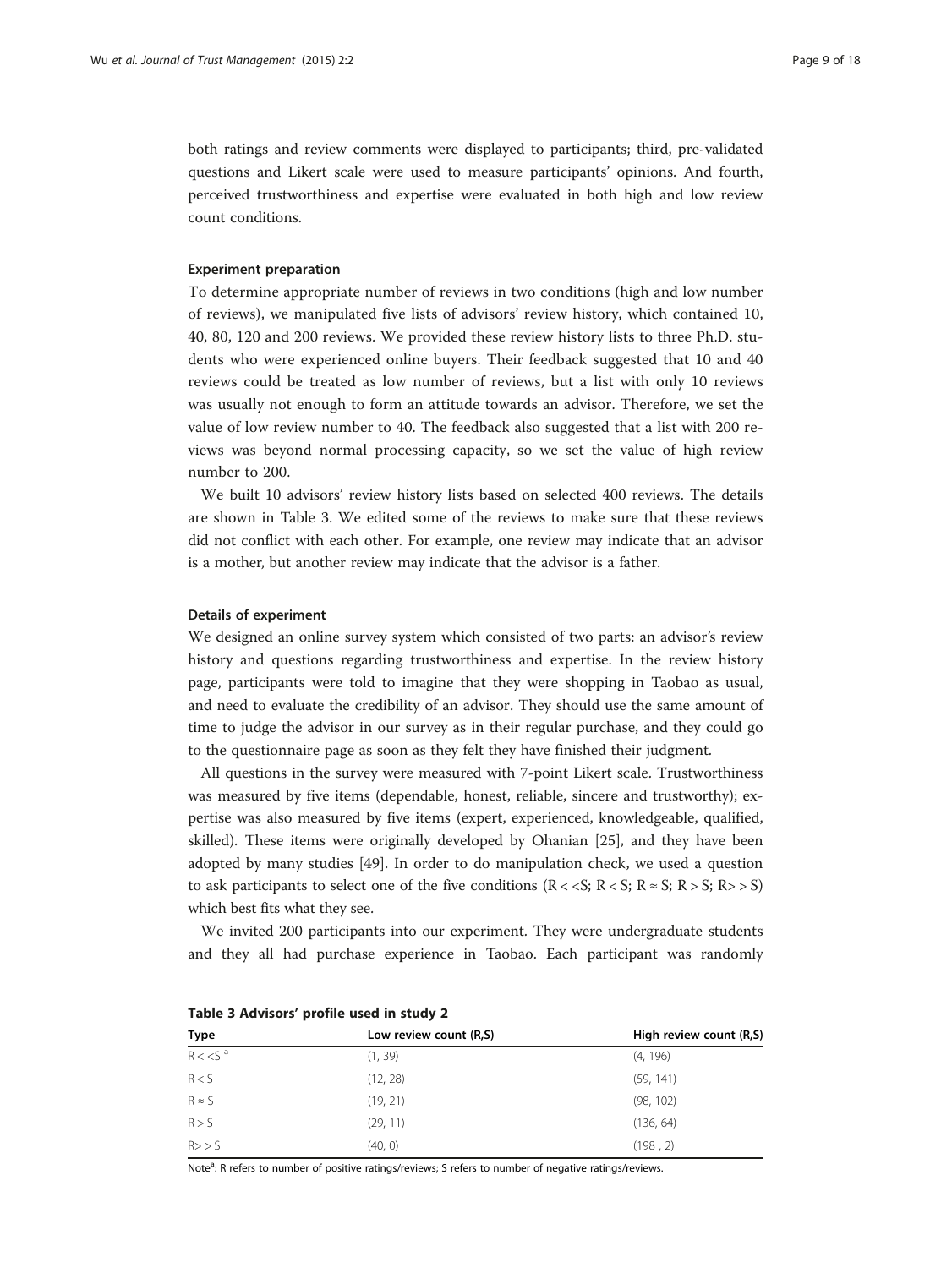both ratings and review comments were displayed to participants; third, pre-validated questions and Likert scale were used to measure participants' opinions. And fourth, perceived trustworthiness and expertise were evaluated in both high and low review count conditions.

### Experiment preparation

To determine appropriate number of reviews in two conditions (high and low number of reviews), we manipulated five lists of advisors' review history, which contained 10, 40, 80, 120 and 200 reviews. We provided these review history lists to three Ph.D. students who were experienced online buyers. Their feedback suggested that 10 and 40 reviews could be treated as low number of reviews, but a list with only 10 reviews was usually not enough to form an attitude towards an advisor. Therefore, we set the value of low review number to 40. The feedback also suggested that a list with 200 reviews was beyond normal processing capacity, so we set the value of high review number to 200.

We built 10 advisors' review history lists based on selected 400 reviews. The details are shown in Table 3. We edited some of the reviews to make sure that these reviews did not conflict with each other. For example, one review may indicate that an advisor is a mother, but another review may indicate that the advisor is a father.

### Details of experiment

We designed an online survey system which consisted of two parts: an advisor's review history and questions regarding trustworthiness and expertise. In the review history page, participants were told to imagine that they were shopping in Taobao as usual, and need to evaluate the credibility of an advisor. They should use the same amount of time to judge the advisor in our survey as in their regular purchase, and they could go to the questionnaire page as soon as they felt they have finished their judgment.

All questions in the survey were measured with 7-point Likert scale. Trustworthiness was measured by five items (dependable, honest, reliable, sincere and trustworthy); expertise was also measured by five items (expert, experienced, knowledgeable, qualified, skilled). These items were originally developed by Ohanian [25], and they have been adopted by many studies [49]. In order to do manipulation check, we used a question to ask participants to select one of the five conditions ($R << S$; $R < S$; $R \approx S$; $R > S$; $R >> S$) which best fits what they see.

We invited 200 participants into our experiment. They were undergraduate students and they all had purchase experience in Taobao. Each participant was randomly

**Table 3 Advisors' profile used in study 2**

| Type | Low review count (R,S) | High review count (R,S) |
|---|---|---|
| $R << S$ [a] | (1, 39) | (4, 196) |
| $R < S$ | (12, 28) | (59, 141) |
| $R \approx S$ | (19, 21) | (98, 102) |
| $R > S$ | (29, 11) | (136, 64) |
| $R >> S$ | (40, 0) | (198 , 2) |

Note[a]: R refers to number of positive ratings/reviews; S refers to number of negative ratings/reviews.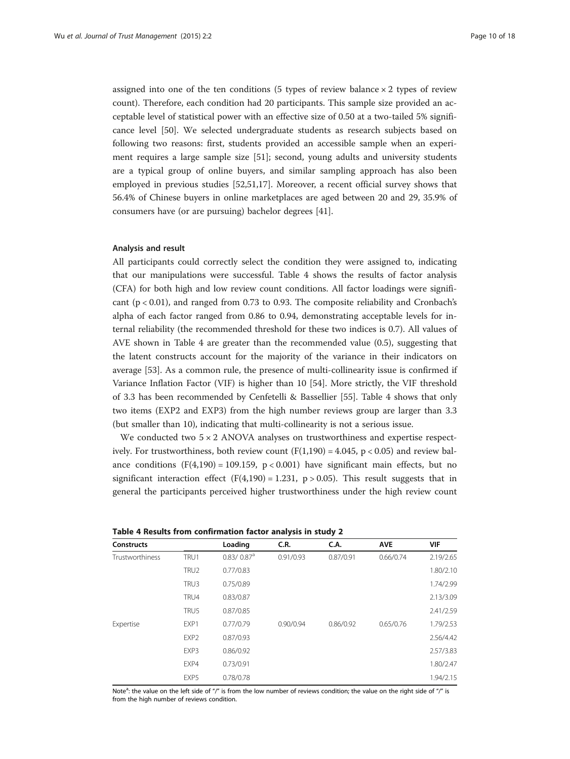assigned into one of the ten conditions (5 types of review balance × 2 types of review count). Therefore, each condition had 20 participants. This sample size provided an acceptable level of statistical power with an effective size of 0.50 at a two-tailed 5% significance level [50]. We selected undergraduate students as research subjects based on following two reasons: first, students provided an accessible sample when an experiment requires a large sample size [51]; second, young adults and university students are a typical group of online buyers, and similar sampling approach has also been employed in previous studies [52,51,17]. Moreover, a recent official survey shows that 56.4% of Chinese buyers in online marketplaces are aged between 20 and 29, 35.9% of consumers have (or are pursuing) bachelor degrees [41].

#### Analysis and result

All participants could correctly select the condition they were assigned to, indicating that our manipulations were successful. Table 4 shows the results of factor analysis (CFA) for both high and low review count conditions. All factor loadings were significant ($p < 0.01$), and ranged from 0.73 to 0.93. The composite reliability and Cronbach's alpha of each factor ranged from 0.86 to 0.94, demonstrating acceptable levels for internal reliability (the recommended threshold for these two indices is 0.7). All values of AVE shown in Table 4 are greater than the recommended value (0.5), suggesting that the latent constructs account for the majority of the variance in their indicators on average [53]. As a common rule, the presence of multi-collinearity issue is confirmed if Variance Inflation Factor (VIF) is higher than 10 [54]. More strictly, the VIF threshold of 3.3 has been recommended by Cenfetelli & Bassellier [55]. Table 4 shows that only two items (EXP2 and EXP3) from the high number reviews group are larger than 3.3 (but smaller than 10), indicating that multi-collinearity is not a serious issue.

We conducted two 5 × 2 ANOVA analyses on trustworthiness and expertise respectively. For trustworthiness, both review count ($F(1,190) = 4.045$, $p < 0.05$) and review balance conditions ($F(4,190) = 109.159$, $p < 0.001$) have significant main effects, but no significant interaction effect ($F(4,190) = 1.231$, $p > 0.05$). This result suggests that in general the participants perceived higher trustworthiness under the high review count

**Table 4 Results from confirmation factor analysis in study 2**

| Constructs | | Loading | C.R. | C.A. | AVE | VIF |
|---|---|---|---|---|---|---|
| Trustworthiness | TRU1 | 0.83/ 0.87[a] | 0.91/0.93 | 0.87/0.91 | 0.66/0.74 | 2.19/2.65 |
| | TRU2 | 0.77/0.83 | | | | 1.80/2.10 |
| | TRU3 | 0.75/0.89 | | | | 1.74/2.99 |
| | TRU4 | 0.83/0.87 | | | | 2.13/3.09 |
| | TRU5 | 0.87/0.85 | | | | 2.41/2.59 |
| Expertise | EXP1 | 0.77/0.79 | 0.90/0.94 | 0.86/0.92 | 0.65/0.76 | 1.79/2.53 |
| | EXP2 | 0.87/0.93 | | | | 2.56/4.42 |
| | EXP3 | 0.86/0.92 | | | | 2.57/3.83 |
| | EXP4 | 0.73/0.91 | | | | 1.80/2.47 |
| | EXP5 | 0.78/0.78 | | | | 1.94/2.15 |

Note[a]: the value on the left side of "/" is from the low number of reviews condition; the value on the right side of "/" is from the high number of reviews condition.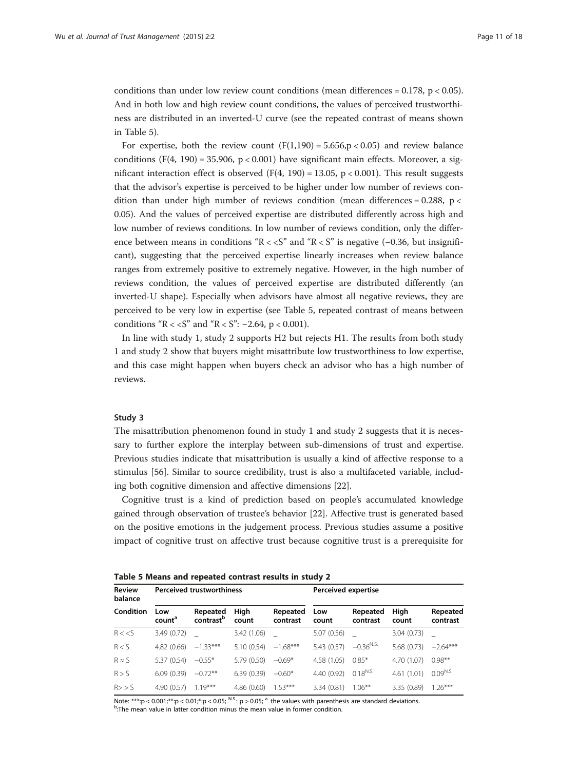conditions than under low review count conditions (mean differences = 0.178, $p < 0.05$). And in both low and high review count conditions, the values of perceived trustworthiness are distributed in an inverted-U curve (see the repeated contrast of means shown in Table 5).

For expertise, both the review count ($F(1,190) = 5.656, p < 0.05$) and review balance conditions ($F(4, 190) = 35.906$, $p < 0.001$) have significant main effects. Moreover, a significant interaction effect is observed ($F(4, 190) = 13.05$, $p < 0.001$). This result suggests that the advisor's expertise is perceived to be higher under low number of reviews condition than under high number of reviews condition (mean differences = 0.288, $p < 0.05$). And the values of perceived expertise are distributed differently across high and low number of reviews conditions. In low number of reviews condition, only the difference between means in conditions "R < <S" and "R < S" is negative (−0.36, but insignificant), suggesting that the perceived expertise linearly increases when review balance ranges from extremely positive to extremely negative. However, in the high number of reviews condition, the values of perceived expertise are distributed differently (an inverted-U shape). Especially when advisors have almost all negative reviews, they are perceived to be very low in expertise (see Table 5, repeated contrast of means between conditions "R < <S" and "R < S": −2.64, $p < 0.001$).

In line with study 1, study 2 supports H2 but rejects H1. The results from both study 1 and study 2 show that buyers might misattribute low trustworthiness to low expertise, and this case might happen when buyers check an advisor who has a high number of reviews.

### Study 3

The misattribution phenomenon found in study 1 and study 2 suggests that it is necessary to further explore the interplay between sub-dimensions of trust and expertise. Previous studies indicate that misattribution is usually a kind of affective response to a stimulus [56]. Similar to source credibility, trust is also a multifaceted variable, including both cognitive dimension and affective dimensions [22].

Cognitive trust is a kind of prediction based on people's accumulated knowledge gained through observation of trustee's behavior [22]. Affective trust is generated based on the positive emotions in the judgement process. Previous studies assume a positive impact of cognitive trust on affective trust because cognitive trust is a prerequisite for

**Table 5 Means and repeated contrast results in study 2**

| Review balance | Perceived trustworthiness | | | | Perceived expertise | | | |
|---|---|---|---|---|---|---|---|---|
| Condition | Low count[a] | Repeated contrast[b] | High count | Repeated contrast | Low count | Repeated contrast | High count | Repeated contrast |
| R < <S | 3.49 (0.72) | _ | 3.42 (1.06) | _ | 5.07 (0.56) | _ | 3.04 (0.73) | _ |
| R < S | 4.82 (0.66) | −1.33*** | 5.10 (0.54) | −1.68*** | 5.43 (0.57) | −0.36[N.S.] | 5.68 (0.73) | −2.64*** |
| R ≈ S | 5.37 (0.54) | −0.55* | 5.79 (0.50) | −0.69* | 4.58 (1.05) | 0.85* | 4.70 (1.07) | 0.98** |
| R > S | 6.09 (0.39) | −0.72** | 6.39 (0.39) | −0.60* | 4.40 (0.92) | 0.18[N.S.] | 4.61 (1.01) | 0.09[N.S.] |
| R> > S | 4.90 (0.57) | 1.19*** | 4.86 (0.60) | 1.53*** | 3.34 (0.81) | 1.06** | 3.35 (0.89) | 1.26*** |

Note: ***:$p < 0.001$;**:$p < 0.01$;*:$p < 0.05$; [N.S.]: $p > 0.05$; [a]: the values with parenthesis are standard deviations.
[b]:The mean value in latter condition minus the mean value in former condition.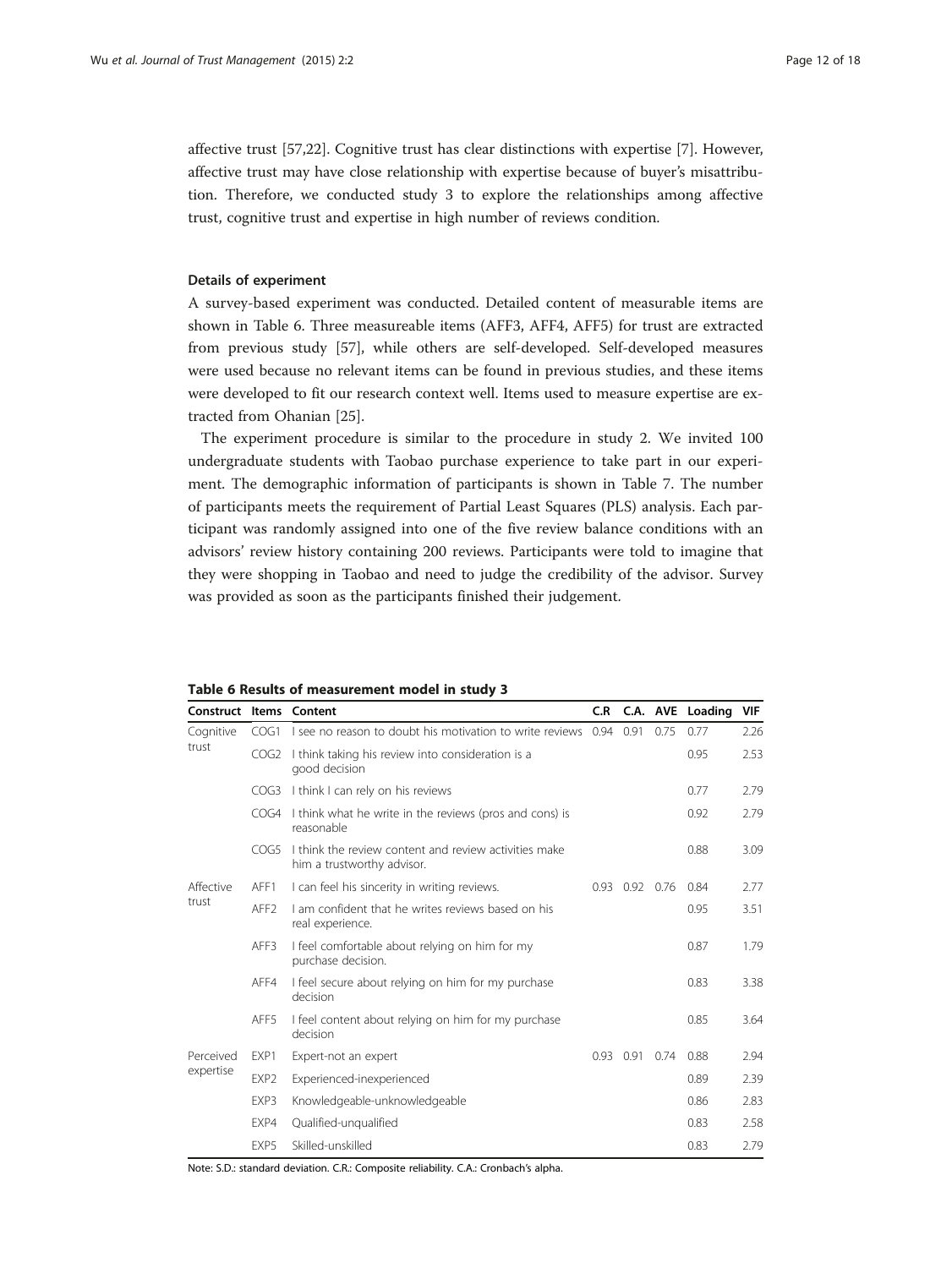affective trust [57,22]. Cognitive trust has clear distinctions with expertise [7]. However, affective trust may have close relationship with expertise because of buyer's misattribution. Therefore, we conducted study 3 to explore the relationships among affective trust, cognitive trust and expertise in high number of reviews condition.

### Details of experiment

A survey-based experiment was conducted. Detailed content of measurable items are shown in Table 6. Three measureable items (AFF3, AFF4, AFF5) for trust are extracted from previous study [57], while others are self-developed. Self-developed measures were used because no relevant items can be found in previous studies, and these items were developed to fit our research context well. Items used to measure expertise are extracted from Ohanian [25].

The experiment procedure is similar to the procedure in study 2. We invited 100 undergraduate students with Taobao purchase experience to take part in our experiment. The demographic information of participants is shown in Table 7. The number of participants meets the requirement of Partial Least Squares (PLS) analysis. Each participant was randomly assigned into one of the five review balance conditions with an advisors' review history containing 200 reviews. Participants were told to imagine that they were shopping in Taobao and need to judge the credibility of the advisor. Survey was provided as soon as the participants finished their judgement.

**Table 6 Results of measurement model in study 3**

| Construct | Items | Content | C.R | C.A. | AVE | Loading | VIF |
|---|---|---|---|---|---|---|---|
| Cognitive trust | COG1 | I see no reason to doubt his motivation to write reviews | 0.94 | 0.91 | 0.75 | 0.77 | 2.26 |
| | COG2 | I think taking his review into consideration is a good decision | | | | 0.95 | 2.53 |
| | COG3 | I think I can rely on his reviews | | | | 0.77 | 2.79 |
| | COG4 | I think what he write in the reviews (pros and cons) is reasonable | | | | 0.92 | 2.79 |
| | COG5 | I think the review content and review activities make him a trustworthy advisor. | | | | 0.88 | 3.09 |
| Affective trust | AFF1 | I can feel his sincerity in writing reviews. | 0.93 | 0.92 | 0.76 | 0.84 | 2.77 |
| | AFF2 | I am confident that he writes reviews based on his real experience. | | | | 0.95 | 3.51 |
| | AFF3 | I feel comfortable about relying on him for my purchase decision. | | | | 0.87 | 1.79 |
| | AFF4 | I feel secure about relying on him for my purchase decision | | | | 0.83 | 3.38 |
| | AFF5 | I feel content about relying on him for my purchase decision | | | | 0.85 | 3.64 |
| Perceived expertise | EXP1 | Expert-not an expert | 0.93 | 0.91 | 0.74 | 0.88 | 2.94 |
| | EXP2 | Experienced-inexperienced | | | | 0.89 | 2.39 |
| | EXP3 | Knowledgeable-unknowledgeable | | | | 0.86 | 2.83 |
| | EXP4 | Qualified-unqualified | | | | 0.83 | 2.58 |
| | EXP5 | Skilled-unskilled | | | | 0.83 | 2.79 |

Note: S.D.: standard deviation. C.R.: Composite reliability. C.A.: Cronbach's alpha.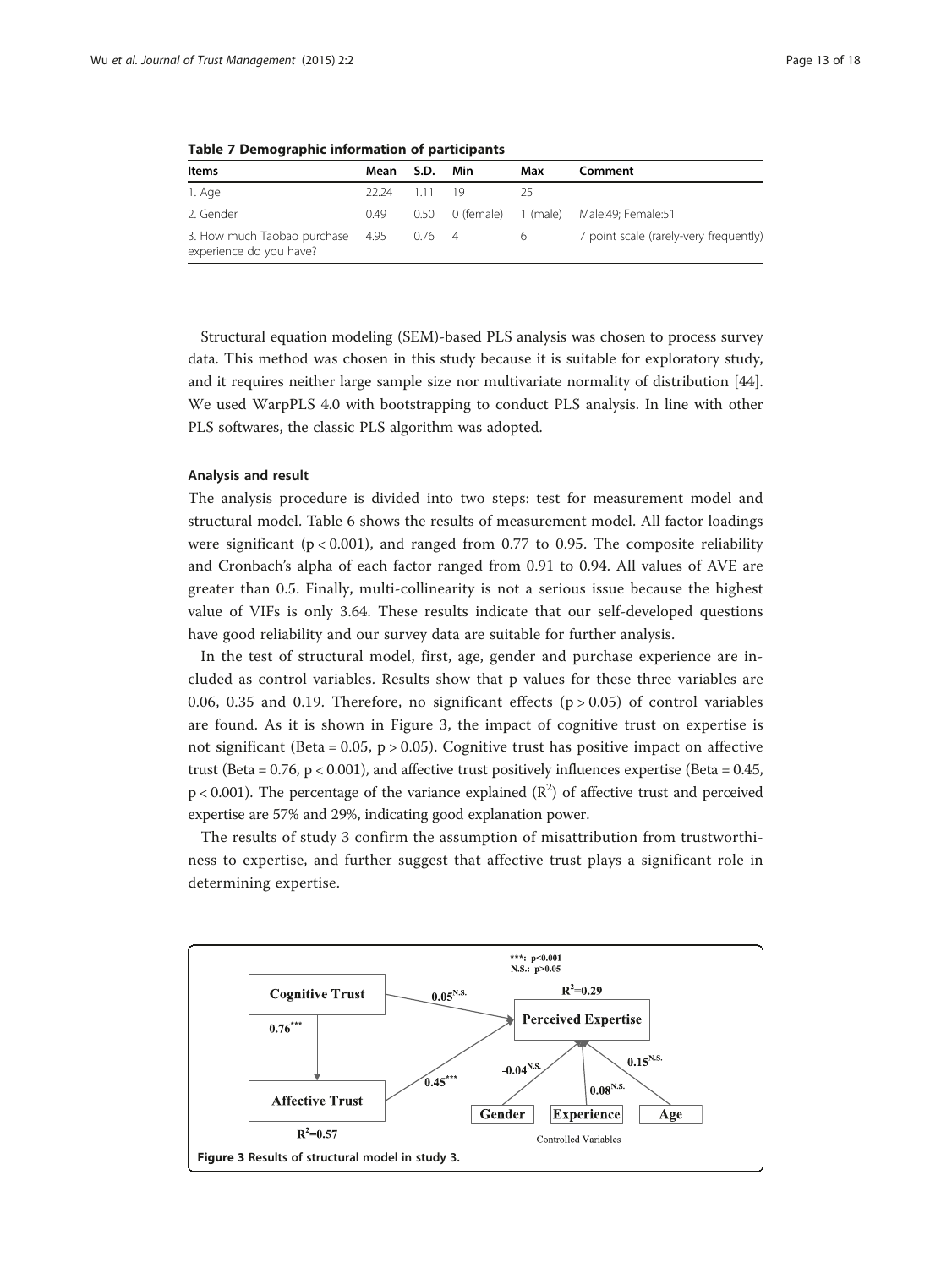**Table 7 Demographic information of participants**

| Items | Mean | S.D. | Min | Max | Comment |
|---|---|---|---|---|---|
| 1. Age | 22.24 | 1.11 | 19 | 25 | |
| 2. Gender | 0.49 | 0.50 | 0 (female) | 1 (male) | Male:49; Female:51 |
| 3. How much Taobao purchase experience do you have? | 4.95 | 0.76 | 4 | 6 | 7 point scale (rarely-very frequently) |

Structural equation modeling (SEM)-based PLS analysis was chosen to process survey data. This method was chosen in this study because it is suitable for exploratory study, and it requires neither large sample size nor multivariate normality of distribution [44]. We used WarpPLS 4.0 with bootstrapping to conduct PLS analysis. In line with other PLS softwares, the classic PLS algorithm was adopted.

### Analysis and result

The analysis procedure is divided into two steps: test for measurement model and structural model. Table 6 shows the results of measurement model. All factor loadings were significant ($p < 0.001$), and ranged from 0.77 to 0.95. The composite reliability and Cronbach's alpha of each factor ranged from 0.91 to 0.94. All values of AVE are greater than 0.5. Finally, multi-collinearity is not a serious issue because the highest value of VIFs is only 3.64. These results indicate that our self-developed questions have good reliability and our survey data are suitable for further analysis.

In the test of structural model, first, age, gender and purchase experience are included as control variables. Results show that p values for these three variables are 0.06, 0.35 and 0.19. Therefore, no significant effects ($p > 0.05$) of control variables are found. As it is shown in Figure 3, the impact of cognitive trust on expertise is not significant (Beta = 0.05, $p > 0.05$). Cognitive trust has positive impact on affective trust (Beta = 0.76, $p < 0.001$), and affective trust positively influences expertise (Beta = 0.45, $p < 0.001$). The percentage of the variance explained ($R^2$) of affective trust and perceived expertise are 57% and 29%, indicating good explanation power.

The results of study 3 confirm the assumption of misattribution from trustworthiness to expertise, and further suggest that affective trust plays a significant role in determining expertise.

**Figure 3** Results of structural model in study 3.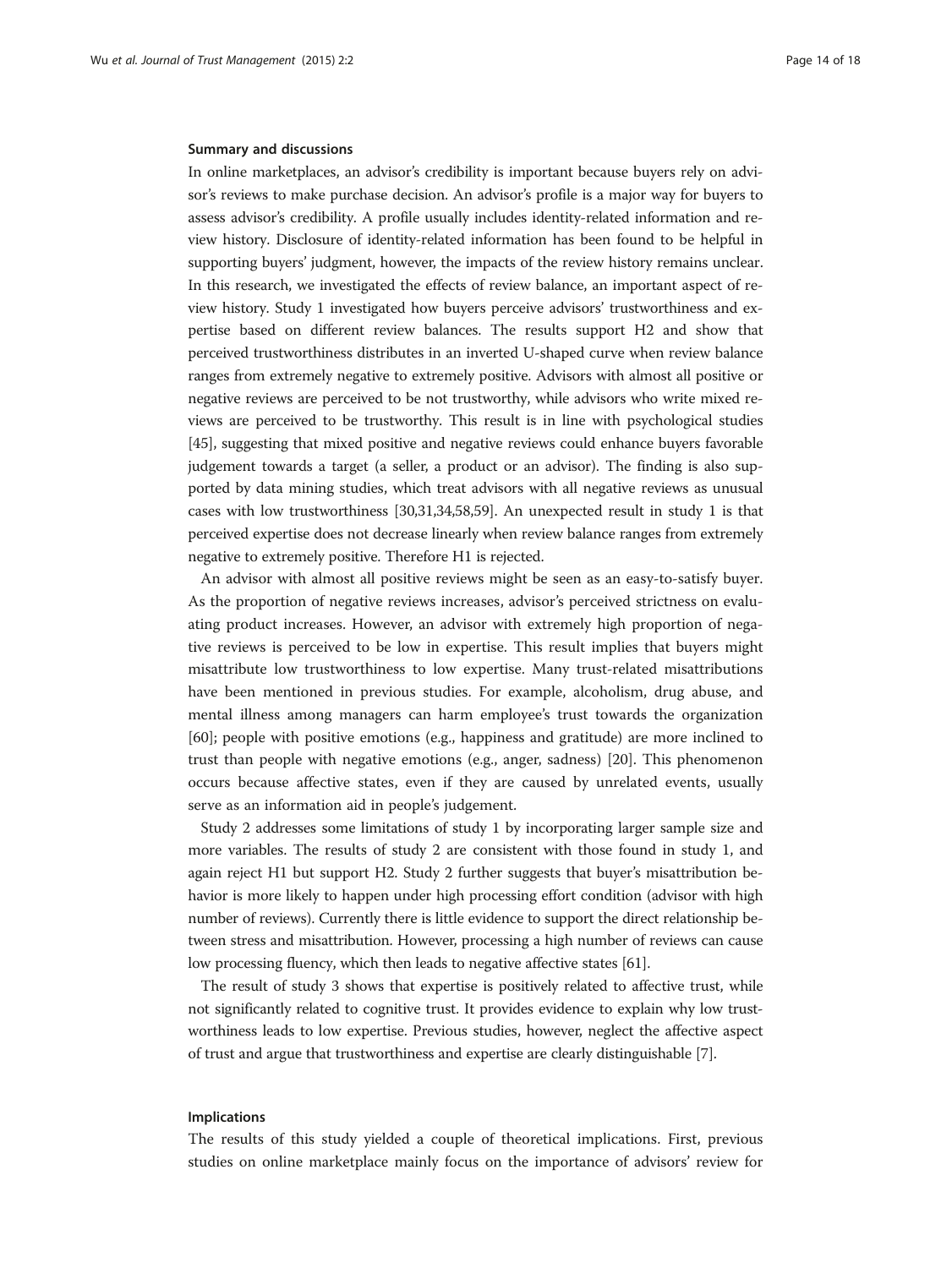### Summary and discussions

In online marketplaces, an advisor's credibility is important because buyers rely on advisor's reviews to make purchase decision. An advisor's profile is a major way for buyers to assess advisor's credibility. A profile usually includes identity-related information and review history. Disclosure of identity-related information has been found to be helpful in supporting buyers' judgment, however, the impacts of the review history remains unclear. In this research, we investigated the effects of review balance, an important aspect of review history. Study 1 investigated how buyers perceive advisors' trustworthiness and expertise based on different review balances. The results support H2 and show that perceived trustworthiness distributes in an inverted U-shaped curve when review balance ranges from extremely negative to extremely positive. Advisors with almost all positive or negative reviews are perceived to be not trustworthy, while advisors who write mixed reviews are perceived to be trustworthy. This result is in line with psychological studies [45], suggesting that mixed positive and negative reviews could enhance buyers favorable judgement towards a target (a seller, a product or an advisor). The finding is also supported by data mining studies, which treat advisors with all negative reviews as unusual cases with low trustworthiness [30,31,34,58,59]. An unexpected result in study 1 is that perceived expertise does not decrease linearly when review balance ranges from extremely negative to extremely positive. Therefore H1 is rejected.

An advisor with almost all positive reviews might be seen as an easy-to-satisfy buyer. As the proportion of negative reviews increases, advisor's perceived strictness on evaluating product increases. However, an advisor with extremely high proportion of negative reviews is perceived to be low in expertise. This result implies that buyers might misattribute low trustworthiness to low expertise. Many trust-related misattributions have been mentioned in previous studies. For example, alcoholism, drug abuse, and mental illness among managers can harm employee's trust towards the organization [60]; people with positive emotions (e.g., happiness and gratitude) are more inclined to trust than people with negative emotions (e.g., anger, sadness) [20]. This phenomenon occurs because affective states, even if they are caused by unrelated events, usually serve as an information aid in people's judgement.

Study 2 addresses some limitations of study 1 by incorporating larger sample size and more variables. The results of study 2 are consistent with those found in study 1, and again reject H1 but support H2. Study 2 further suggests that buyer's misattribution behavior is more likely to happen under high processing effort condition (advisor with high number of reviews). Currently there is little evidence to support the direct relationship between stress and misattribution. However, processing a high number of reviews can cause low processing fluency, which then leads to negative affective states [61].

The result of study 3 shows that expertise is positively related to affective trust, while not significantly related to cognitive trust. It provides evidence to explain why low trustworthiness leads to low expertise. Previous studies, however, neglect the affective aspect of trust and argue that trustworthiness and expertise are clearly distinguishable [7].

### Implications

The results of this study yielded a couple of theoretical implications. First, previous studies on online marketplace mainly focus on the importance of advisors' review for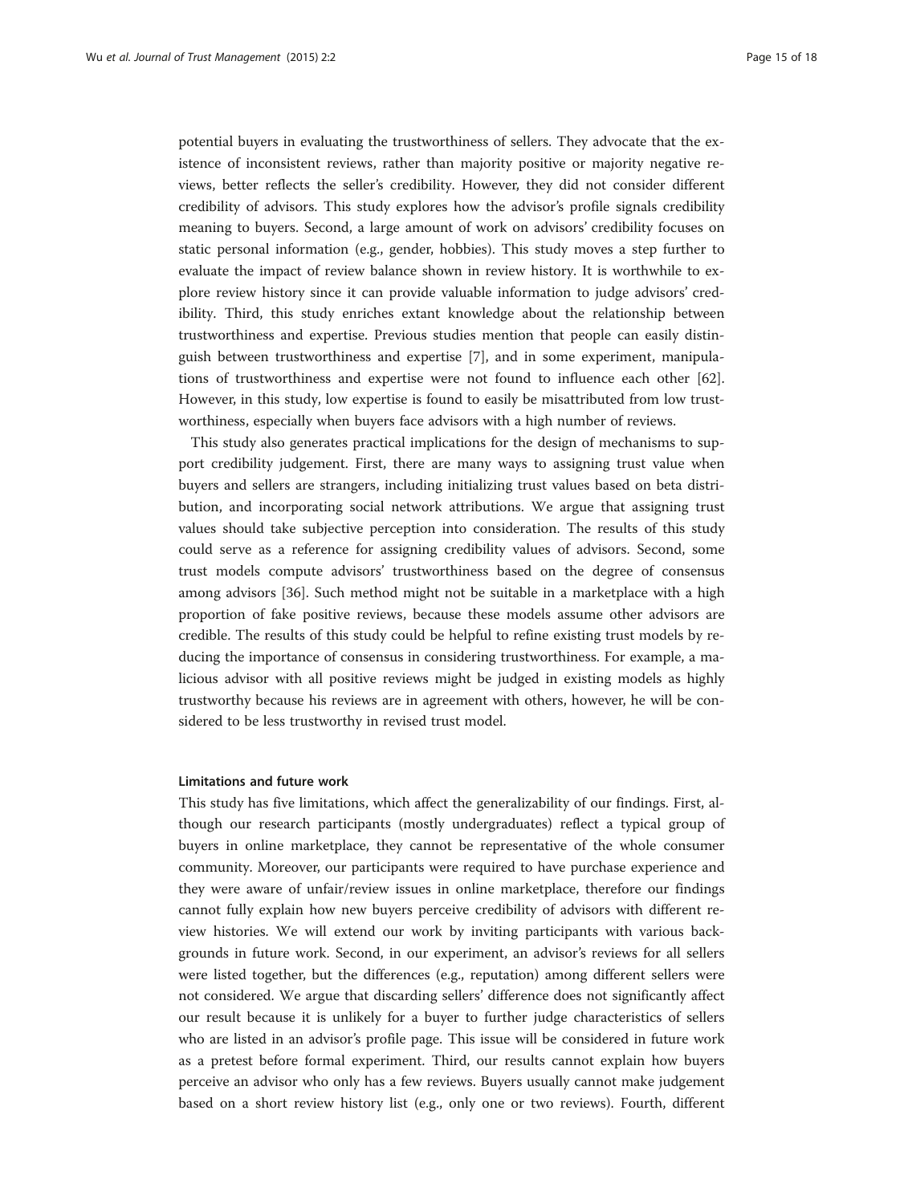potential buyers in evaluating the trustworthiness of sellers. They advocate that the existence of inconsistent reviews, rather than majority positive or majority negative reviews, better reflects the seller's credibility. However, they did not consider different credibility of advisors. This study explores how the advisor's profile signals credibility meaning to buyers. Second, a large amount of work on advisors' credibility focuses on static personal information (e.g., gender, hobbies). This study moves a step further to evaluate the impact of review balance shown in review history. It is worthwhile to explore review history since it can provide valuable information to judge advisors' credibility. Third, this study enriches extant knowledge about the relationship between trustworthiness and expertise. Previous studies mention that people can easily distinguish between trustworthiness and expertise [7], and in some experiment, manipulations of trustworthiness and expertise were not found to influence each other [62]. However, in this study, low expertise is found to easily be misattributed from low trustworthiness, especially when buyers face advisors with a high number of reviews.

This study also generates practical implications for the design of mechanisms to support credibility judgement. First, there are many ways to assigning trust value when buyers and sellers are strangers, including initializing trust values based on beta distribution, and incorporating social network attributions. We argue that assigning trust values should take subjective perception into consideration. The results of this study could serve as a reference for assigning credibility values of advisors. Second, some trust models compute advisors' trustworthiness based on the degree of consensus among advisors [36]. Such method might not be suitable in a marketplace with a high proportion of fake positive reviews, because these models assume other advisors are credible. The results of this study could be helpful to refine existing trust models by reducing the importance of consensus in considering trustworthiness. For example, a malicious advisor with all positive reviews might be judged in existing models as highly trustworthy because his reviews are in agreement with others, however, he will be considered to be less trustworthy in revised trust model.

### Limitations and future work

This study has five limitations, which affect the generalizability of our findings. First, although our research participants (mostly undergraduates) reflect a typical group of buyers in online marketplace, they cannot be representative of the whole consumer community. Moreover, our participants were required to have purchase experience and they were aware of unfair/review issues in online marketplace, therefore our findings cannot fully explain how new buyers perceive credibility of advisors with different review histories. We will extend our work by inviting participants with various backgrounds in future work. Second, in our experiment, an advisor's reviews for all sellers were listed together, but the differences (e.g., reputation) among different sellers were not considered. We argue that discarding sellers' difference does not significantly affect our result because it is unlikely for a buyer to further judge characteristics of sellers who are listed in an advisor's profile page. This issue will be considered in future work as a pretest before formal experiment. Third, our results cannot explain how buyers perceive an advisor who only has a few reviews. Buyers usually cannot make judgement based on a short review history list (e.g., only one or two reviews). Fourth, different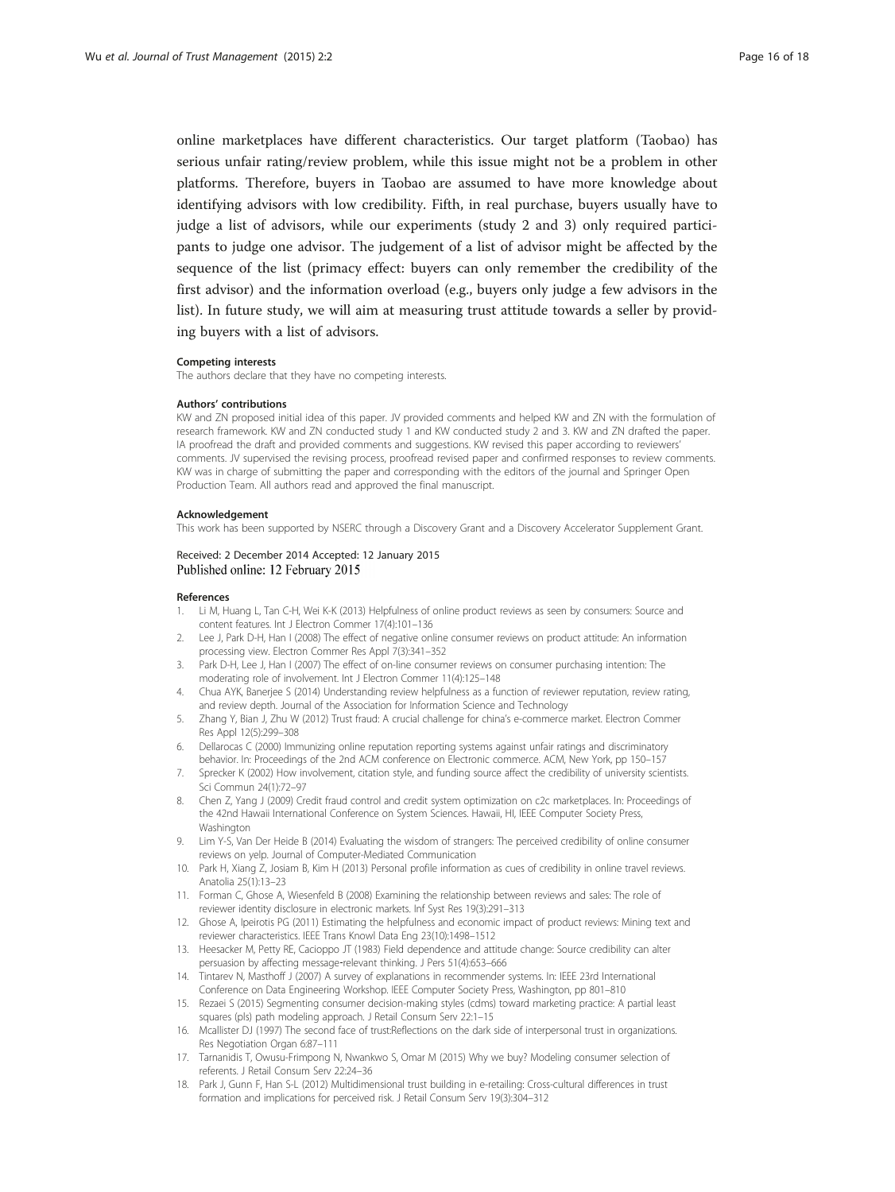online marketplaces have different characteristics. Our target platform (Taobao) has serious unfair rating/review problem, while this issue might not be a problem in other platforms. Therefore, buyers in Taobao are assumed to have more knowledge about identifying advisors with low credibility. Fifth, in real purchase, buyers usually have to judge a list of advisors, while our experiments (study 2 and 3) only required participants to judge one advisor. The judgement of a list of advisor might be affected by the sequence of the list (primacy effect: buyers can only remember the credibility of the first advisor) and the information overload (e.g., buyers only judge a few advisors in the list). In future study, we will aim at measuring trust attitude towards a seller by providing buyers with a list of advisors.

#### Competing interests

The authors declare that they have no competing interests.

#### Authors' contributions

KW and ZN proposed initial idea of this paper. JV provided comments and helped KW and ZN with the formulation of research framework. KW and ZN conducted study 1 and KW conducted study 2 and 3. KW and ZN drafted the paper. IA proofread the draft and provided comments and suggestions. KW revised this paper according to reviewers' comments. JV supervised the revising process, proofread revised paper and confirmed responses to review comments. KW was in charge of submitting the paper and corresponding with the editors of the journal and Springer Open Production Team. All authors read and approved the final manuscript.

#### Acknowledgement

This work has been supported by NSERC through a Discovery Grant and a Discovery Accelerator Supplement Grant.

Received: 2 December 2014 Accepted: 12 January 2015
Published online: 12 February 2015

#### References

1. Li M, Huang L, Tan C-H, Wei K-K (2013) Helpfulness of online product reviews as seen by consumers: Source and content features. Int J Electron Commer 17(4):101–136
2. Lee J, Park D-H, Han I (2008) The effect of negative online consumer reviews on product attitude: An information processing view. Electron Commer Res Appl 7(3):341–352
3. Park D-H, Lee J, Han I (2007) The effect of on-line consumer reviews on consumer purchasing intention: The moderating role of involvement. Int J Electron Commer 11(4):125–148
4. Chua AYK, Banerjee S (2014) Understanding review helpfulness as a function of reviewer reputation, review rating, and review depth. Journal of the Association for Information Science and Technology
5. Zhang Y, Bian J, Zhu W (2012) Trust fraud: A crucial challenge for china's e-commerce market. Electron Commer Res Appl 12(5):299–308
6. Dellarocas C (2000) Immunizing online reputation reporting systems against unfair ratings and discriminatory behavior. In: Proceedings of the 2nd ACM conference on Electronic commerce. ACM, New York, pp 150–157
7. Sprecker K (2002) How involvement, citation style, and funding source affect the credibility of university scientists. Sci Commun 24(1):72–97
8. Chen Z, Yang J (2009) Credit fraud control and credit system optimization on c2c marketplaces. In: Proceedings of the 42nd Hawaii International Conference on System Sciences. Hawaii, HI, IEEE Computer Society Press, Washington
9. Lim Y-S, Van Der Heide B (2014) Evaluating the wisdom of strangers: The perceived credibility of online consumer reviews on yelp. Journal of Computer-Mediated Communication
10. Park H, Xiang Z, Josiam B, Kim H (2013) Personal profile information as cues of credibility in online travel reviews. Anatolia 25(1):13–23
11. Forman C, Ghose A, Wiesenfeld B (2008) Examining the relationship between reviews and sales: The role of reviewer identity disclosure in electronic markets. Inf Syst Res 19(3):291–313
12. Ghose A, Ipeirotis PG (2011) Estimating the helpfulness and economic impact of product reviews: Mining text and reviewer characteristics. IEEE Trans Knowl Data Eng 23(10):1498–1512
13. Heesacker M, Petty RE, Cacioppo JT (1983) Field dependence and attitude change: Source credibility can alter persuasion by affecting message-relevant thinking. J Pers 51(4):653–666
14. Tintarev N, Masthoff J (2007) A survey of explanations in recommender systems. In: IEEE 23rd International Conference on Data Engineering Workshop. IEEE Computer Society Press, Washington, pp 801–810
15. Rezaei S (2015) Segmenting consumer decision-making styles (cdms) toward marketing practice: A partial least squares (pls) path modeling approach. J Retail Consum Serv 22:1–15
16. Mcallister DJ (1997) The second face of trust:Reflections on the dark side of interpersonal trust in organizations. Res Negotiation Organ 6:87–111
17. Tarnanidis T, Owusu-Frimpong N, Nwankwo S, Omar M (2015) Why we buy? Modeling consumer selection of referents. J Retail Consum Serv 22:24–36
18. Park J, Gunn F, Han S-L (2012) Multidimensional trust building in e-retailing: Cross-cultural differences in trust formation and implications for perceived risk. J Retail Consum Serv 19(3):304–312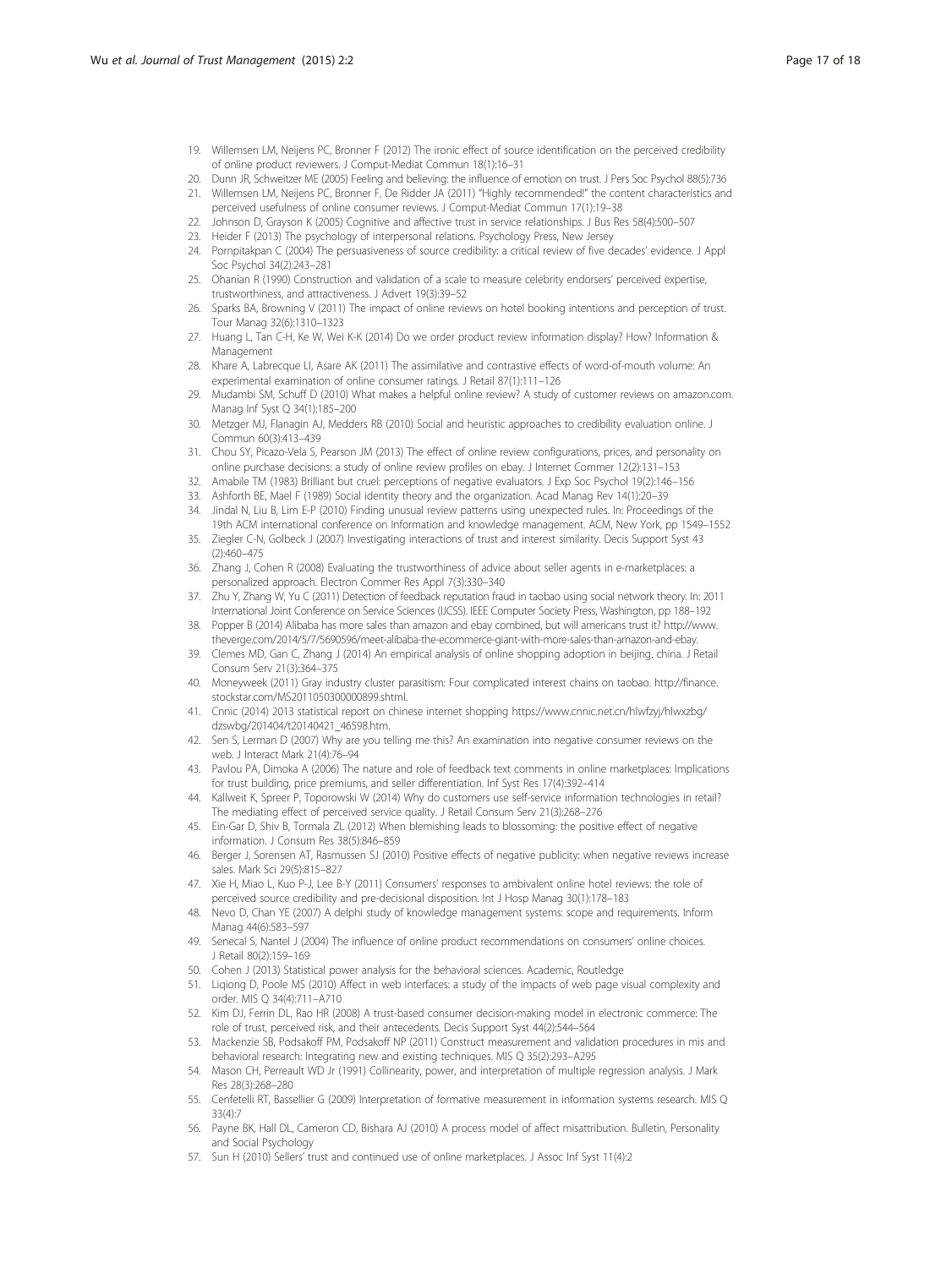19. Willemsen LM, Neijens PC, Bronner F (2012) The ironic effect of source identification on the perceived credibility of online product reviewers. J Comput-Mediat Commun 18(1):16–31
20. Dunn JR, Schweitzer ME (2005) Feeling and believing: the influence of emotion on trust. J Pers Soc Psychol 88(5):736
21. Willemsen LM, Neijens PC, Bronner F, De Ridder JA (2011) "Highly recommended!" the content characteristics and perceived usefulness of online consumer reviews. J Comput-Mediat Commun 17(1):19–38
22. Johnson D, Grayson K (2005) Cognitive and affective trust in service relationships. J Bus Res 58(4):500–507
23. Heider F (2013) The psychology of interpersonal relations. Psychology Press, New Jersey
24. Pornpitakpan C (2004) The persuasiveness of source credibility: a critical review of five decades' evidence. J Appl Soc Psychol 34(2):243–281
25. Ohanian R (1990) Construction and validation of a scale to measure celebrity endorsers' perceived expertise, trustworthiness, and attractiveness. J Advert 19(3):39–52
26. Sparks BA, Browning V (2011) The impact of online reviews on hotel booking intentions and perception of trust. Tour Manag 32(6):1310–1323
27. Huang L, Tan C-H, Ke W, Wei K-K (2014) Do we order product review information display? How? Information & Management
28. Khare A, Labrecque LI, Asare AK (2011) The assimilative and contrastive effects of word-of-mouth volume: An experimental examination of online consumer ratings. J Retail 87(1):111–126
29. Mudambi SM, Schuff D (2010) What makes a helpful online review? A study of customer reviews on amazon.com. Manag Inf Syst Q 34(1):185–200
30. Metzger MJ, Flanagin AJ, Medders RB (2010) Social and heuristic approaches to credibility evaluation online. J Commun 60(3):413–439
31. Chou SY, Picazo-Vela S, Pearson JM (2013) The effect of online review configurations, prices, and personality on online purchase decisions: a study of online review profiles on ebay. J Internet Commer 12(2):131–153
32. Amabile TM (1983) Brilliant but cruel: perceptions of negative evaluators. J Exp Soc Psychol 19(2):146–156
33. Ashforth BE, Mael F (1989) Social identity theory and the organization. Acad Manag Rev 14(1):20–39
34. Jindal N, Liu B, Lim E-P (2010) Finding unusual review patterns using unexpected rules. In: Proceedings of the 19th ACM international conference on Information and knowledge management. ACM, New York, pp 1549–1552
35. Ziegler C-N, Golbeck J (2007) Investigating interactions of trust and interest similarity. Decis Support Syst 43 (2):460–475
36. Zhang J, Cohen R (2008) Evaluating the trustworthiness of advice about seller agents in e-marketplaces: a personalized approach. Electron Commer Res Appl 7(3):330–340
37. Zhu Y, Zhang W, Yu C (2011) Detection of feedback reputation fraud in taobao using social network theory. In: 2011 International Joint Conference on Service Sciences (IJCSS). IEEE Computer Society Press, Washington, pp 188–192
38. Popper B (2014) Alibaba has more sales than amazon and ebay combined, but will americans trust it? http://www.theverge.com/2014/5/7/5690596/meet-alibaba-the-ecommerce-giant-with-more-sales-than-amazon-and-ebay.
39. Clemes MD, Gan C, Zhang J (2014) An empirical analysis of online shopping adoption in beijing, china. J Retail Consum Serv 21(3):364–375
40. Moneyweek (2011) Gray industry cluster parasitism: Four complicated interest chains on taobao. http://finance.stockstar.com/MS2011050300000899.shtml.
41. Cnnic (2014) 2013 statistical report on chinese internet shopping https://www.cnnic.net.cn/hlwfzyj/hlwxzbg/dzswbg/201404/t20140421_46598.htm.
42. Sen S, Lerman D (2007) Why are you telling me this? An examination into negative consumer reviews on the web. J Interact Mark 21(4):76–94
43. Pavlou PA, Dimoka A (2006) The nature and role of feedback text comments in online marketplaces: Implications for trust building, price premiums, and seller differentiation. Inf Syst Res 17(4):392–414
44. Kallweit K, Spreer P, Toporowski W (2014) Why do customers use self-service information technologies in retail? The mediating effect of perceived service quality. J Retail Consum Serv 21(3):268–276
45. Ein-Gar D, Shiv B, Tormala ZL (2012) When blemishing leads to blossoming: the positive effect of negative information. J Consum Res 38(5):846–859
46. Berger J, Sorensen AT, Rasmussen SJ (2010) Positive effects of negative publicity: when negative reviews increase sales. Mark Sci 29(5):815–827
47. Xie H, Miao L, Kuo P-J, Lee B-Y (2011) Consumers' responses to ambivalent online hotel reviews: the role of perceived source credibility and pre-decisional disposition. Int J Hosp Manag 30(1):178–183
48. Nevo D, Chan YE (2007) A delphi study of knowledge management systems: scope and requirements. Inform Manag 44(6):583–597
49. Senecal S, Nantel J (2004) The influence of online product recommendations on consumers' online choices. J Retail 80(2):159–169
50. Cohen J (2013) Statistical power analysis for the behavioral sciences. Academic, Routledge
51. Liqiong D, Poole MS (2010) Affect in web interfaces: a study of the impacts of web page visual complexity and order. MIS Q 34(4):711–A710
52. Kim DJ, Ferrin DL, Rao HR (2008) A trust-based consumer decision-making model in electronic commerce: The role of trust, perceived risk, and their antecedents. Decis Support Syst 44(2):544–564
53. Mackenzie SB, Podsakoff PM, Podsakoff NP (2011) Construct measurement and validation procedures in mis and behavioral research: Integrating new and existing techniques. MIS Q 35(2):293–A295
54. Mason CH, Perreault WD Jr (1991) Collinearity, power, and interpretation of multiple regression analysis. J Mark Res 28(3):268–280
55. Cenfetelli RT, Bassellier G (2009) Interpretation of formative measurement in information systems research. MIS Q 33(4):7
56. Payne BK, Hall DL, Cameron CD, Bishara AJ (2010) A process model of affect misattribution. Bulletin, Personality and Social Psychology
57. Sun H (2010) Sellers' trust and continued use of online marketplaces. J Assoc Inf Syst 11(4):2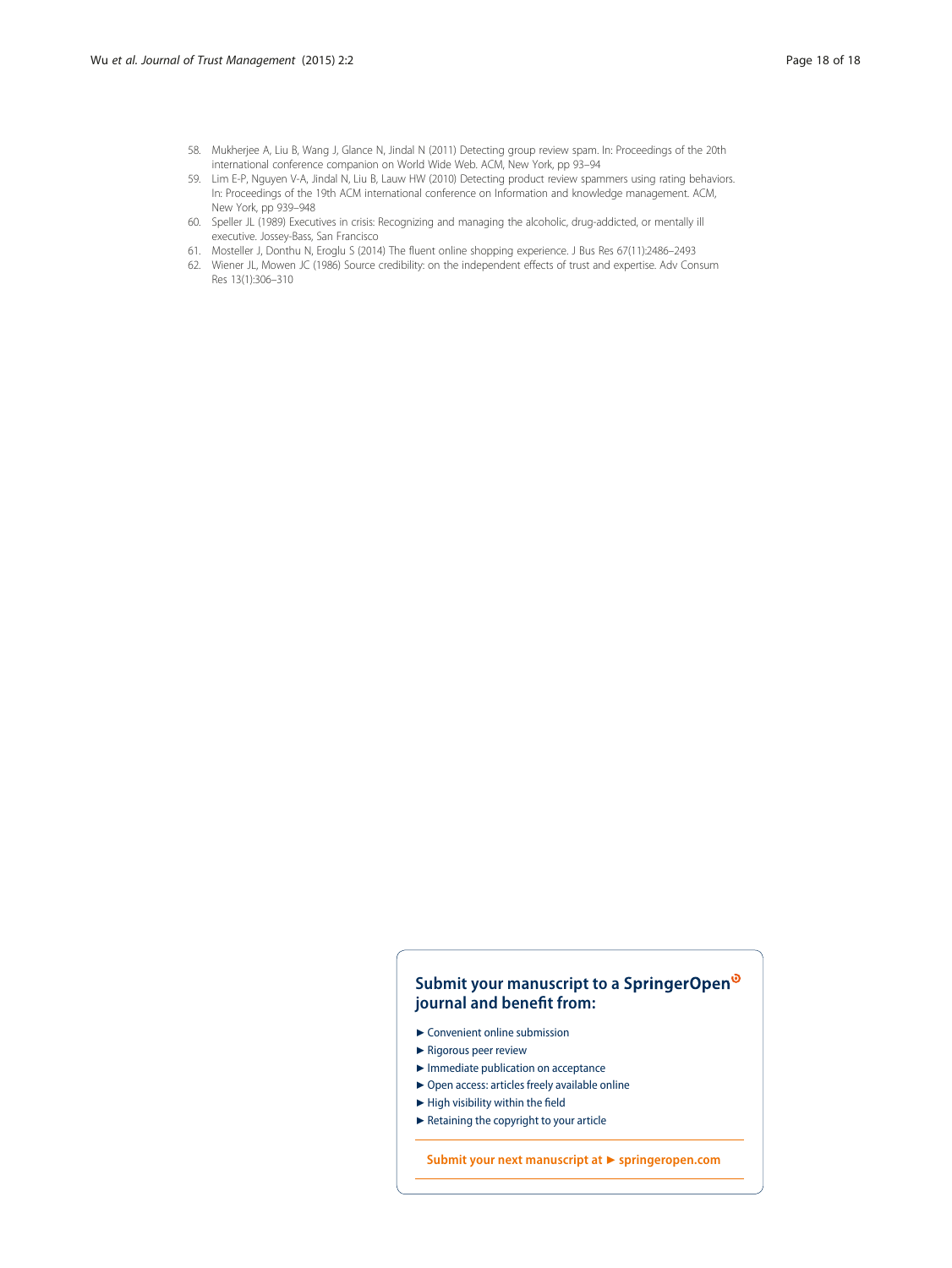58. Mukherjee A, Liu B, Wang J, Glance N, Jindal N (2011) Detecting group review spam. In: Proceedings of the 20th international conference companion on World Wide Web. ACM, New York, pp 93–94
59. Lim E-P, Nguyen V-A, Jindal N, Liu B, Lauw HW (2010) Detecting product review spammers using rating behaviors. In: Proceedings of the 19th ACM international conference on Information and knowledge management. ACM, New York, pp 939–948
60. Speller JL (1989) Executives in crisis: Recognizing and managing the alcoholic, drug-addicted, or mentally ill executive. Jossey-Bass, San Francisco
61. Mosteller J, Donthu N, Eroglu S (2014) The fluent online shopping experience. J Bus Res 67(11):2486–2493
62. Wiener JL, Mowen JC (1986) Source credibility: on the independent effects of trust and expertise. Adv Consum Res 13(1):306–310

**Submit your manuscript to a SpringerOpen journal and benefit from:**

- ► Convenient online submission
- ► Rigorous peer review
- ► Immediate publication on acceptance
- ► Open access: articles freely available online
- ► High visibility within the field
- ► Retaining the copyright to your article

**Submit your next manuscript at ► springeropen.com**